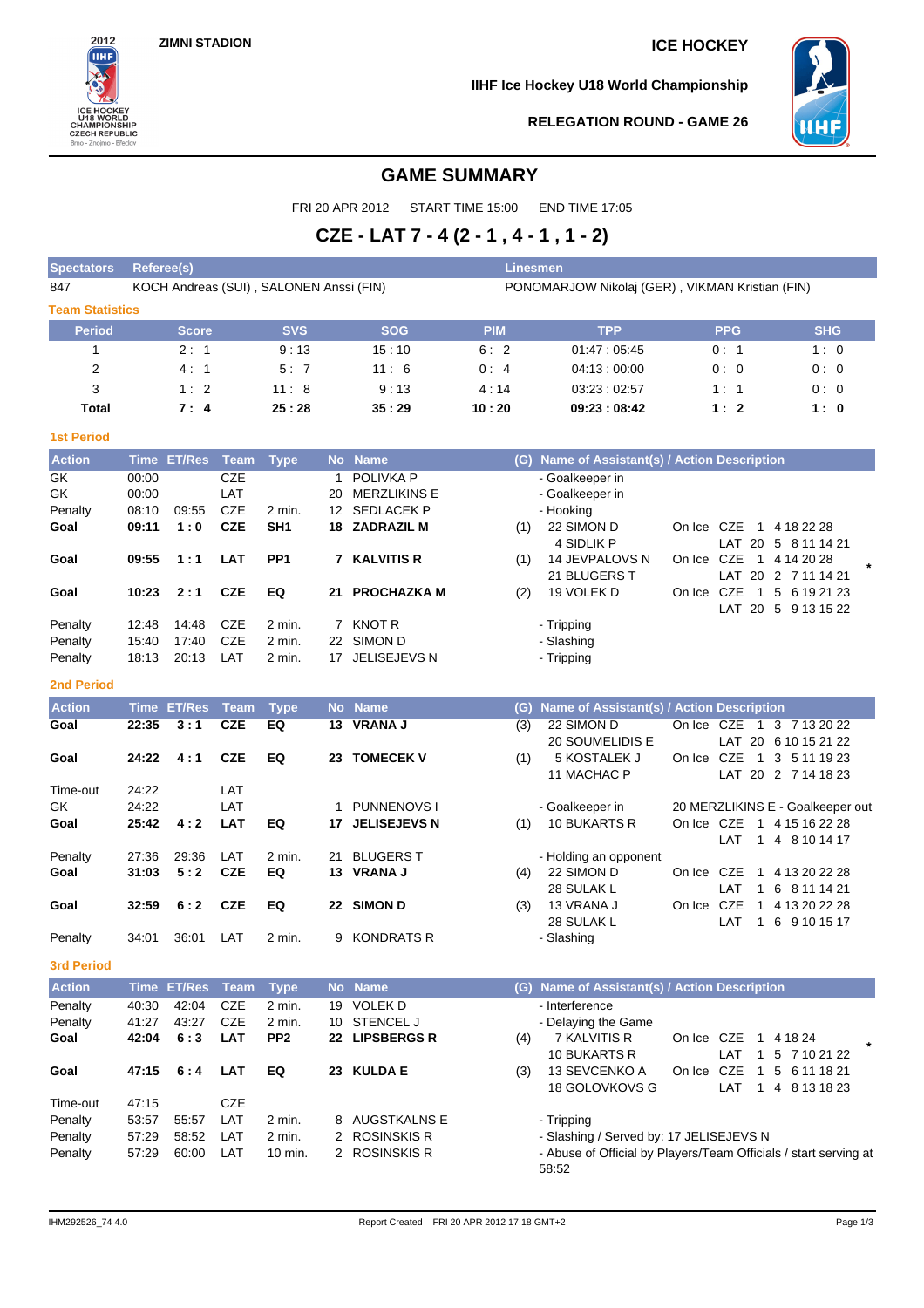ZIMNI STADION

ICE HOCKEY

IIHF Ice Hockey U18 World Championship

RELEGATION ROUND - GAME 26

# GAME SUMMARY

FRI 20 APR 2012 START TIME 15:00 END TIME 17:05

## CZE - LAT 7 - 4 (2 - 1 , 4 - 1 , 1 - 2)

| Spectators | Referee(s) | Linesmen |
|---|---|---|
| 847 | KOCH Andreas (SUI) , SALONEN Anssi (FIN) | PONOMARJOW Nikolaj (GER) , VIKMAN Kristian (FIN) |

### Team Statistics

| Period | Score | SVS | SOG | PIM | TPP | PPG | SHG |
|---|---|---|---|---|---|---|---|
| 1 | 2 : 1 | 9 : 13 | 15 : 10 | 6 : 2 | 01:47 : 05:45 | 0 : 1 | 1 : 0 |
| 2 | 4 : 1 | 5 : 7 | 11 : 6 | 0 : 4 | 04:13 : 00:00 | 0 : 0 | 0 : 0 |
| 3 | 1 : 2 | 11 : 8 | 9 : 13 | 4 : 14 | 03:23 : 02:57 | 1 : 1 | 0 : 0 |
| **Total** | **7 : 4** | **25 : 28** | **35 : 29** | **10 : 20** | **09:23 : 08:42** | **1 : 2** | **1 : 0** |

### 1st Period

| Action | Time | ET/Res | Team | Type | No | Name | (G) | Name of Assistant(s) / Action Description | |
|---|---|---|---|---|---|---|---|---|---|
| GK | 00:00 | | CZE | | 1 | POLIVKA P | | - Goalkeeper in | |
| GK | 00:00 | | LAT | | 20 | MERZLIKINS E | | - Goalkeeper in | |
| Penalty | 08:10 | 09:55 | CZE | 2 min. | 12 | SEDLACEK P | | - Hooking | |
| **Goal** | **09:11** | **1 : 0** | **CZE** | **SH1** | **18** | **ZADRAZIL M** | (1) | 22 SIMON D<br>4 SIDLIK P | On Ice CZE 1 4 18 22 28<br>LAT 20 5 8 11 14 21 |
| **Goal** | **09:55** | **1 : 1** | **LAT** | **PP1** | **7** | **KALVITIS R** | (1) | 14 JEVPALOVS N<br>21 BLUGERS T | On Ice CZE 1 4 14 20 28<br>LAT 20 2 7 11 14 21 * |
| **Goal** | **10:23** | **2 : 1** | **CZE** | **EQ** | **21** | **PROCHAZKA M** | (2) | 19 VOLEK D | On Ice CZE 1 5 6 19 21 23<br>LAT 20 5 9 13 15 22 |
| Penalty | 12:48 | 14:48 | CZE | 2 min. | 7 | KNOT R | | - Tripping | |
| Penalty | 15:40 | 17:40 | CZE | 2 min. | 22 | SIMON D | | - Slashing | |
| Penalty | 18:13 | 20:13 | LAT | 2 min. | 17 | JELISEJEVS N | | - Tripping | |

### 2nd Period

| Action | Time | ET/Res | Team | Type | No | Name | (G) | Name of Assistant(s) / Action Description | |
|---|---|---|---|---|---|---|---|---|---|
| **Goal** | **22:35** | **3 : 1** | **CZE** | **EQ** | **13** | **VRANA J** | (3) | 22 SIMON D<br>20 SOUMELIDIS E | On Ice CZE 1 3 7 13 20 22<br>LAT 20 6 10 15 21 22 |
| **Goal** | **24:22** | **4 : 1** | **CZE** | **EQ** | **23** | **TOMECEK V** | (1) | 5 KOSTALEK J<br>11 MACHAC P | On Ice CZE 1 3 5 11 19 23<br>LAT 20 2 7 14 18 23 |
| Time-out | 24:22 | | LAT | | | | | | |
| GK | 24:22 | | LAT | | 1 | PUNNENOVS I | | - Goalkeeper in | 20 MERZLIKINS E - Goalkeeper out |
| **Goal** | **25:42** | **4 : 2** | **LAT** | **EQ** | **17** | **JELISEJEVS N** | (1) | 10 BUKARTS R | On Ice CZE 1 4 15 16 22 28<br>LAT 1 4 8 10 14 17 |
| Penalty | 27:36 | 29:36 | LAT | 2 min. | 21 | BLUGERS T | | - Holding an opponent | |
| **Goal** | **31:03** | **5 : 2** | **CZE** | **EQ** | **13** | **VRANA J** | (4) | 22 SIMON D<br>28 SULAK L | On Ice CZE 1 4 13 20 22 28<br>LAT 1 6 8 11 14 21 |
| **Goal** | **32:59** | **6 : 2** | **CZE** | **EQ** | **22** | **SIMON D** | (3) | 13 VRANA J<br>28 SULAK L | On Ice CZE 1 4 13 20 22 28<br>LAT 1 6 9 10 15 17 |
| Penalty | 34:01 | 36:01 | LAT | 2 min. | 9 | KONDRATS R | | - Slashing | |

### 3rd Period

| Action | Time | ET/Res | Team | Type | No | Name | (G) | Name of Assistant(s) / Action Description | |
|---|---|---|---|---|---|---|---|---|---|
| Penalty | 40:30 | 42:04 | CZE | 2 min. | 19 | VOLEK D | | - Interference | |
| Penalty | 41:27 | 43:27 | CZE | 2 min. | 10 | STENCEL J | | - Delaying the Game | |
| **Goal** | **42:04** | **6 : 3** | **LAT** | **PP2** | **22** | **LIPSBERGS R** | (4) | 7 KALVITIS R<br>10 BUKARTS R | On Ice CZE 1 4 18 24<br>LAT 1 5 7 10 21 22 * |
| **Goal** | **47:15** | **6 : 4** | **LAT** | **EQ** | **23** | **KULDA E** | (3) | 13 SEVCENKO A<br>18 GOLOVKOVS G | On Ice CZE 1 5 6 11 18 21<br>LAT 1 4 8 13 18 23 |
| Time-out | 47:15 | | CZE | | | | | | |
| Penalty | 53:57 | 55:57 | LAT | 2 min. | 8 | AUGSTKALNS E | | - Tripping | |
| Penalty | 57:29 | 58:52 | LAT | 2 min. | 2 | ROSINSKIS R | | - Slashing / Served by: 17 JELISEJEVS N | |
| Penalty | 57:29 | 60:00 | LAT | 10 min. | 2 | ROSINSKIS R | | - Abuse of Official by Players/Team Officials / start serving at 58:52 | |

IHM292526_74 4.0 Report Created FRI 20 APR 2012 17:18 GMT+2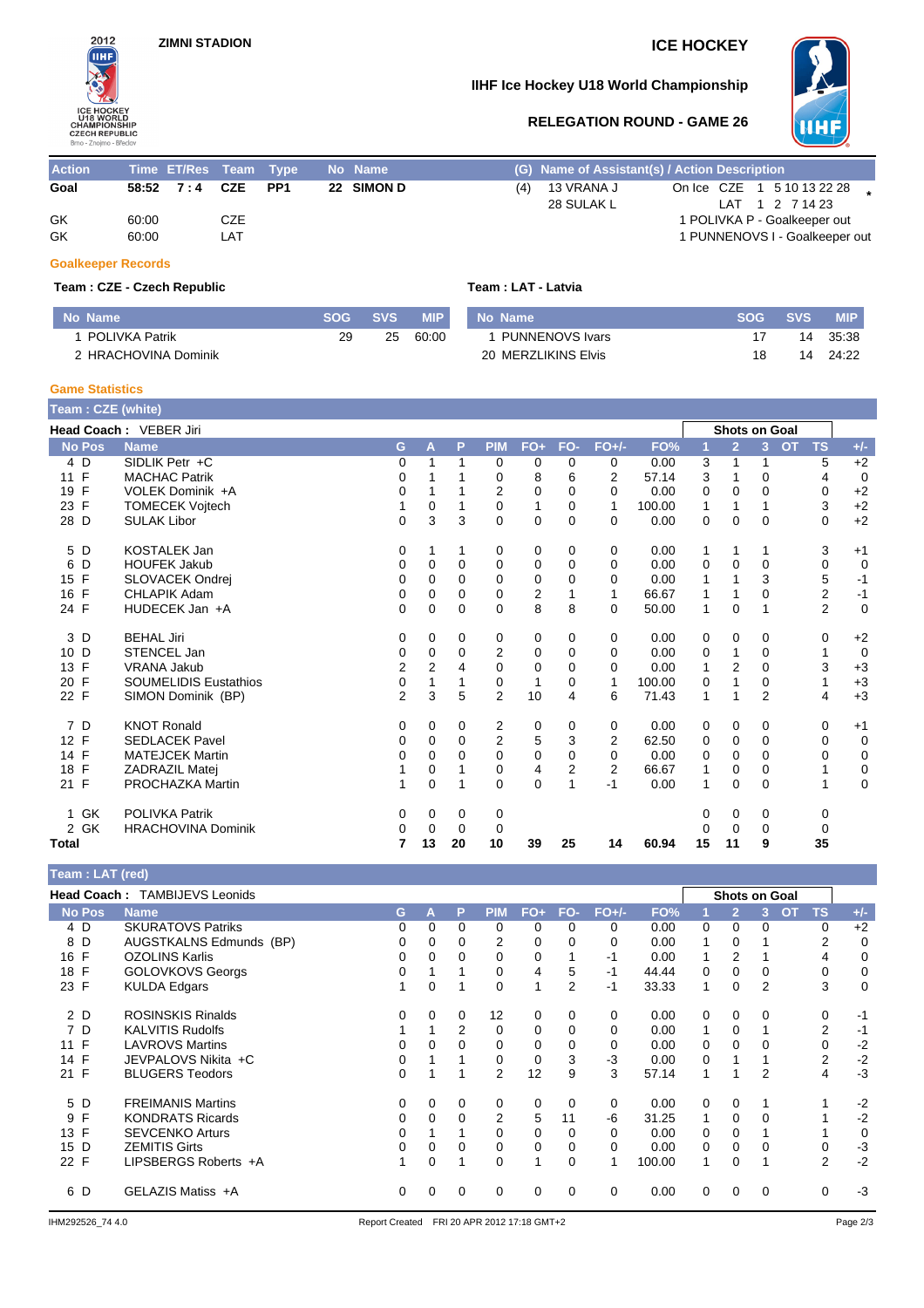ZIMNI STADION

ICE HOCKEY

IIHF Ice Hockey U18 World Championship

RELEGATION ROUND - GAME 26

| Action | Time | ET/Res | Team | Type | No | Name | (G) | Name of Assistant(s) / Action Description | |
|---|---|---|---|---|---|---|---|---|---|
| Goal | 58:52 | 7 : 4 | CZE | PP1 | 22 | SIMON D | (4) | 13 VRANA J<br>28 SULAK L | On Ice CZE 1 5 10 13 22 28<br>LAT 1 2 7 14 23 * |
| GK | 60:00 | | CZE | | | | | | 1 POLIVKA P - Goalkeeper out |
| GK | 60:00 | | LAT | | | | | | 1 PUNNENOVS I - Goalkeeper out |

### Goalkeeper Records

**Team : CZE - Czech Republic**

| No | Name | SOG | SVS | MIP |
|---|---|---|---|---|
| 1 | POLIVKA Patrik | 29 | 25 | 60:00 |
| 2 | HRACHOVINA Dominik | | | |

**Team : LAT - Latvia**

| No | Name | SOG | SVS | MIP |
|---|---|---|---|---|
| 1 | PUNNENOVS Ivars | 17 | 14 | 35:38 |
| 20 | MERZLIKINS Elvis | 18 | 14 | 24:22 |

### Game Statistics

**Team : CZE (white)**

**Head Coach :** VEBER Jiri

| No | Pos | Name | G | A | P | PIM | FO+ | FO- | FO+/- | FO% | Shots on Goal 1 | 2 | 3 | OT | TS | +/- |
|---|---|---|---|---|---|---|---|---|---|---|---|---|---|---|---|---|
| 4 | D | SIDLIK Petr +C | 0 | 1 | 1 | 0 | 0 | 0 | 0 | 0.00 | 3 | 1 | 1 | | 5 | +2 |
| 11 | F | MACHAC Patrik | 0 | 1 | 1 | 0 | 8 | 6 | 2 | 57.14 | 3 | 1 | 0 | | 4 | 0 |
| 19 | F | VOLEK Dominik +A | 0 | 1 | 1 | 2 | 0 | 0 | 0 | 0.00 | 0 | 0 | 0 | | 0 | +2 |
| 23 | F | TOMECEK Vojtech | 1 | 0 | 1 | 0 | 1 | 0 | 1 | 100.00 | 1 | 1 | 1 | | 3 | +2 |
| 28 | D | SULAK Libor | 0 | 3 | 3 | 0 | 0 | 0 | 0 | 0.00 | 0 | 0 | 0 | | 0 | +2 |
| 5 | D | KOSTALEK Jan | 0 | 1 | 1 | 0 | 0 | 0 | 0 | 0.00 | 1 | 1 | 1 | | 3 | +1 |
| 6 | D | HOUFEK Jakub | 0 | 0 | 0 | 0 | 0 | 0 | 0 | 0.00 | 0 | 0 | 0 | | 0 | 0 |
| 15 | F | SLOVACEK Ondrej | 0 | 0 | 0 | 0 | 0 | 0 | 0 | 0.00 | 1 | 1 | 3 | | 5 | -1 |
| 16 | F | CHLAPIK Adam | 0 | 0 | 0 | 0 | 2 | 1 | 1 | 66.67 | 1 | 1 | 0 | | 2 | -1 |
| 24 | F | HUDECEK Jan +A | 0 | 0 | 0 | 0 | 8 | 8 | 0 | 50.00 | 1 | 0 | 1 | | 2 | 0 |
| 3 | D | BEHAL Jiri | 0 | 0 | 0 | 0 | 0 | 0 | 0 | 0.00 | 0 | 0 | 0 | | 0 | +2 |
| 10 | D | STENCEL Jan | 0 | 0 | 0 | 2 | 0 | 0 | 0 | 0.00 | 0 | 1 | 0 | | 1 | 0 |
| 13 | F | VRANA Jakub | 2 | 2 | 4 | 0 | 0 | 0 | 0 | 0.00 | 1 | 2 | 0 | | 3 | +3 |
| 20 | F | SOUMELIDIS Eustathios | 0 | 1 | 1 | 0 | 1 | 0 | 1 | 100.00 | 0 | 1 | 0 | | 1 | +3 |
| 22 | F | SIMON Dominik (BP) | 2 | 3 | 5 | 2 | 10 | 4 | 6 | 71.43 | 1 | 1 | 2 | | 4 | +3 |
| 7 | D | KNOT Ronald | 0 | 0 | 0 | 2 | 0 | 0 | 0 | 0.00 | 0 | 0 | 0 | | 0 | +1 |
| 12 | F | SEDLACEK Pavel | 0 | 0 | 0 | 2 | 5 | 3 | 2 | 62.50 | 0 | 0 | 0 | | 0 | 0 |
| 14 | F | MATEJCEK Martin | 0 | 0 | 0 | 0 | 0 | 0 | 0 | 0.00 | 0 | 0 | 0 | | 0 | 0 |
| 18 | F | ZADRAZIL Matej | 1 | 0 | 1 | 0 | 4 | 2 | 2 | 66.67 | 1 | 0 | 0 | | 1 | 0 |
| 21 | F | PROCHAZKA Martin | 1 | 0 | 1 | 0 | 0 | 1 | -1 | 0.00 | 1 | 0 | 0 | | 1 | 0 |
| 1 | GK | POLIVKA Patrik | 0 | 0 | 0 | 0 | | | | | 0 | 0 | 0 | | 0 | |
| 2 | GK | HRACHOVINA Dominik | 0 | 0 | 0 | 0 | | | | | 0 | 0 | 0 | | 0 | |
| **Total** | | | **7** | **13** | **20** | **10** | **39** | **25** | **14** | **60.94** | **15** | **11** | **9** | | **35** | |

**Team : LAT (red)**

**Head Coach :** TAMBIJEVS Leonids

| No | Pos | Name | G | A | P | PIM | FO+ | FO- | FO+/- | FO% | Shots on Goal 1 | 2 | 3 | OT | TS | +/- |
|---|---|---|---|---|---|---|---|---|---|---|---|---|---|---|---|---|
| 4 | D | SKURATOVS Patriks | 0 | 0 | 0 | 0 | 0 | 0 | 0 | 0.00 | 0 | 0 | 0 | | 0 | +2 |
| 8 | D | AUGSTKALNS Edmunds (BP) | 0 | 0 | 0 | 2 | 0 | 0 | 0 | 0.00 | 1 | 0 | 1 | | 2 | 0 |
| 16 | F | OZOLINS Karlis | 0 | 0 | 0 | 0 | 0 | 1 | -1 | 0.00 | 1 | 2 | 1 | | 4 | 0 |
| 18 | F | GOLOVKOVS Georgs | 0 | 1 | 1 | 0 | 4 | 5 | -1 | 44.44 | 0 | 0 | 0 | | 0 | 0 |
| 23 | F | KULDA Edgars | 1 | 0 | 1 | 0 | 1 | 2 | -1 | 33.33 | 1 | 0 | 2 | | 3 | 0 |
| 2 | D | ROSINSKIS Rinalds | 0 | 0 | 0 | 12 | 0 | 0 | 0 | 0.00 | 0 | 0 | 0 | | 0 | -1 |
| 7 | D | KALVITIS Rudolfs | 1 | 1 | 2 | 0 | 0 | 0 | 0 | 0.00 | 1 | 0 | 1 | | 2 | -1 |
| 11 | F | LAVROVS Martins | 0 | 0 | 0 | 0 | 0 | 0 | 0 | 0.00 | 0 | 0 | 0 | | 0 | -2 |
| 14 | F | JEVPALOVS Nikita +C | 0 | 1 | 1 | 0 | 0 | 3 | -3 | 0.00 | 0 | 1 | 1 | | 2 | -2 |
| 21 | F | BLUGERS Teodors | 0 | 1 | 1 | 2 | 12 | 9 | 3 | 57.14 | 1 | 1 | 2 | | 4 | -3 |
| 5 | D | FREIMANIS Martins | 0 | 0 | 0 | 0 | 0 | 0 | 0 | 0.00 | 0 | 0 | 1 | | 1 | -2 |
| 9 | F | KONDRATS Ricards | 0 | 0 | 0 | 2 | 5 | 11 | -6 | 31.25 | 1 | 0 | 0 | | 1 | -2 |
| 13 | F | SEVCENKO Arturs | 0 | 1 | 1 | 0 | 0 | 0 | 0 | 0.00 | 0 | 0 | 1 | | 1 | 0 |
| 15 | D | ZEMITIS Girts | 0 | 0 | 0 | 0 | 0 | 0 | 0 | 0.00 | 0 | 0 | 0 | | 0 | -3 |
| 22 | F | LIPSBERGS Roberts +A | 1 | 0 | 1 | 0 | 1 | 0 | 1 | 100.00 | 1 | 0 | 1 | | 2 | -2 |
| 6 | D | GELAZIS Matiss +A | 0 | 0 | 0 | 0 | 0 | 0 | 0 | 0.00 | 0 | 0 | 0 | | 0 | -3 |

IHM292526_74 4.0 Report Created FRI 20 APR 2012 17:18 GMT+2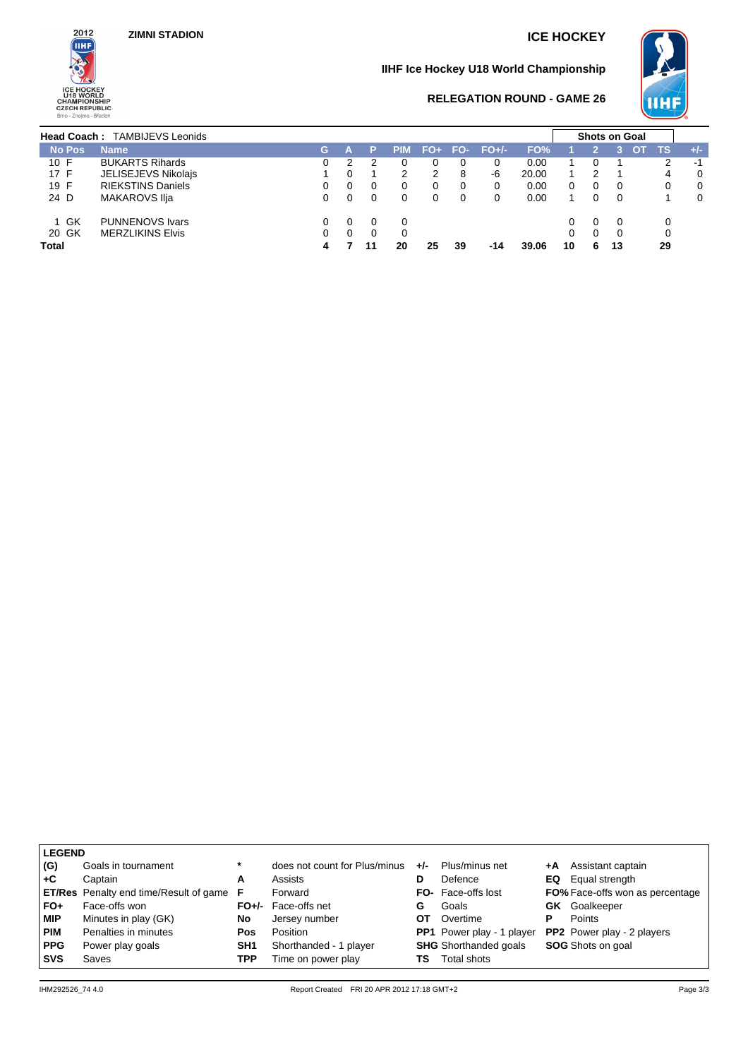ZIMNI STADION

ICE HOCKEY

IIHF Ice Hockey U18 World Championship

RELEGATION ROUND - GAME 26

**Head Coach :** TAMBIJEVS Leonids

| No | Pos | Name | G | A | P | PIM | FO+ | FO- | FO+/- | FO% | Shots on Goal 1 | 2 | 3 | OT | TS | +/- |
|---|---|---|---|---|---|---|---|---|---|---|---|---|---|---|---|---|
| 10 | F | BUKARTS Rihards | 0 | 2 | 2 | 0 | 0 | 0 | 0 | 0.00 | 1 | 0 | 1 | | 2 | -1 |
| 17 | F | JELISEJEVS Nikolajs | 1 | 0 | 1 | 2 | 2 | 8 | -6 | 20.00 | 1 | 2 | 1 | | 4 | 0 |
| 19 | F | RIEKSTINS Daniels | 0 | 0 | 0 | 0 | 0 | 0 | 0 | 0.00 | 0 | 0 | 0 | | 0 | 0 |
| 24 | D | MAKAROVS Ilja | 0 | 0 | 0 | 0 | 0 | 0 | 0 | 0.00 | 1 | 0 | 0 | | 1 | 0 |
| 1 | GK | PUNNENOVS Ivars | 0 | 0 | 0 | 0 | | | | | 0 | 0 | 0 | | 0 | |
| 20 | GK | MERZLIKINS Elvis | 0 | 0 | 0 | 0 | | | | | 0 | 0 | 0 | | 0 | |
| **Total** | | | **4** | **7** | **11** | **20** | **25** | **39** | **-14** | **39.06** | **10** | **6** | **13** | | **29** | |

| LEGEND | | | | | | | |
|---|---|---|---|---|---|---|---|
| **(G)** | Goals in tournament | * | does not count for Plus/minus | **+/-** | Plus/minus net | **+A** | Assistant captain |
| **+C** | Captain | **A** | Assists | **D** | Defence | **EQ** | Equal strength |
| **ET/Res** | Penalty end time/Result of game | **F** | Forward | **FO-** | Face-offs lost | **FO%** | Face-offs won as percentage |
| **FO+** | Face-offs won | **FO+/-** | Face-offs net | **G** | Goals | **GK** | Goalkeeper |
| **MIP** | Minutes in play (GK) | **No** | Jersey number | **OT** | Overtime | **P** | Points |
| **PIM** | Penalties in minutes | **Pos** | Position | **PP1** | Power play - 1 player | **PP2** | Power play - 2 players |
| **PPG** | Power play goals | **SH1** | Shorthanded - 1 player | **SHG** | Shorthanded goals | **SOG** | Shots on goal |
| **SVS** | Saves | **TPP** | Time on power play | **TS** | Total shots | | |

IHM292526_74 4.0 Report Created FRI 20 APR 2012 17:18 GMT+2